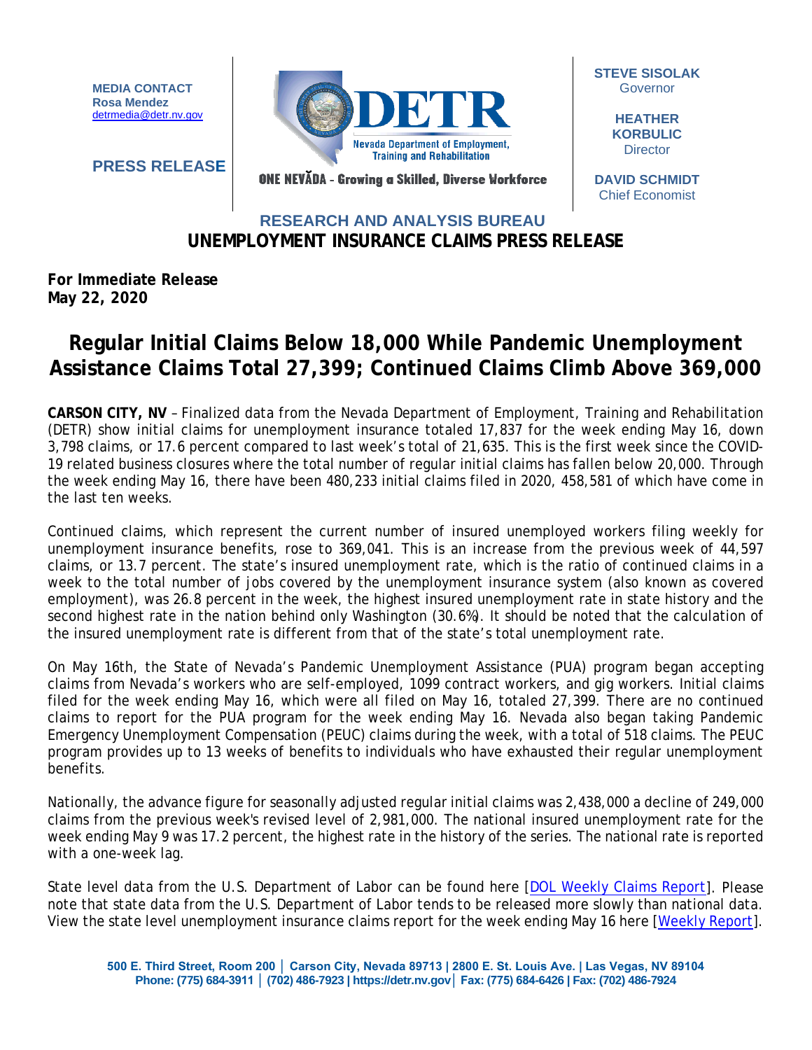**MEDIA CONTACT**
**Rosa Mendez**
detrmedia@detr.nv.gov

**PRESS RELEASE**

DETR
Nevada Department of Employment, Training and Rehabilitation

ONE NEVĂDA - Growing a Skilled, Diverse Workforce

**STEVE SISOLAK**
Governor

**HEATHER KORBULIC**
Director

**DAVID SCHMIDT**
Chief Economist

## RESEARCH AND ANALYSIS BUREAU
## UNEMPLOYMENT INSURANCE CLAIMS PRESS RELEASE

**For Immediate Release**
**May 22, 2020**

# Regular Initial Claims Below 18,000 While Pandemic Unemployment Assistance Claims Total 27,399; Continued Claims Climb Above 369,000

**CARSON CITY, NV** – Finalized data from the Nevada Department of Employment, Training and Rehabilitation (DETR) show initial claims for unemployment insurance totaled 17,837 for the week ending May 16, down 3,798 claims, or 17.6 percent compared to last week's total of 21,635. This is the first week since the COVID-19 related business closures where the total number of regular initial claims has fallen below 20,000. Through the week ending May 16, there have been 480,233 initial claims filed in 2020, 458,581 of which have come in the last ten weeks.

Continued claims, which represent the current number of insured unemployed workers filing weekly for unemployment insurance benefits, rose to 369,041. This is an increase from the previous week of 44,597 claims, or 13.7 percent. The state's insured unemployment rate, which is the ratio of continued claims in a week to the total number of jobs covered by the unemployment insurance system (also known as covered employment), was 26.8 percent in the week, the highest insured unemployment rate in state history and the second highest rate in the nation behind only Washington (30.6%). It should be noted that the calculation of the insured unemployment rate is different from that of the state's total unemployment rate.

On May 16th, the State of Nevada's Pandemic Unemployment Assistance (PUA) program began accepting claims from Nevada's workers who are self-employed, 1099 contract workers, and gig workers. Initial claims filed for the week ending May 16, which were all filed on May 16, totaled 27,399. There are no continued claims to report for the PUA program for the week ending May 16. Nevada also began taking Pandemic Emergency Unemployment Compensation (PEUC) claims during the week, with a total of 518 claims. The PEUC program provides up to 13 weeks of benefits to individuals who have exhausted their regular unemployment benefits.

Nationally, the advance figure for seasonally adjusted regular initial claims was 2,438,000 a decline of 249,000 claims from the previous week's revised level of 2,981,000. The national insured unemployment rate for the week ending May 9 was 17.2 percent, the highest rate in the history of the series. The national rate is reported with a one-week lag.

State level data from the U.S. Department of Labor can be found here [DOL Weekly Claims Report]. Please note that state data from the U.S. Department of Labor tends to be released more slowly than national data. View the state level unemployment insurance claims report for the week ending May 16 here [Weekly Report].

500 E. Third Street, Room 200 │ Carson City, Nevada 89713 | 2800 E. St. Louis Ave. | Las Vegas, NV 89104
Phone: (775) 684-3911 │ (702) 486-7923 | https://detr.nv.gov│ Fax: (775) 684-6426 | Fax: (702) 486-7924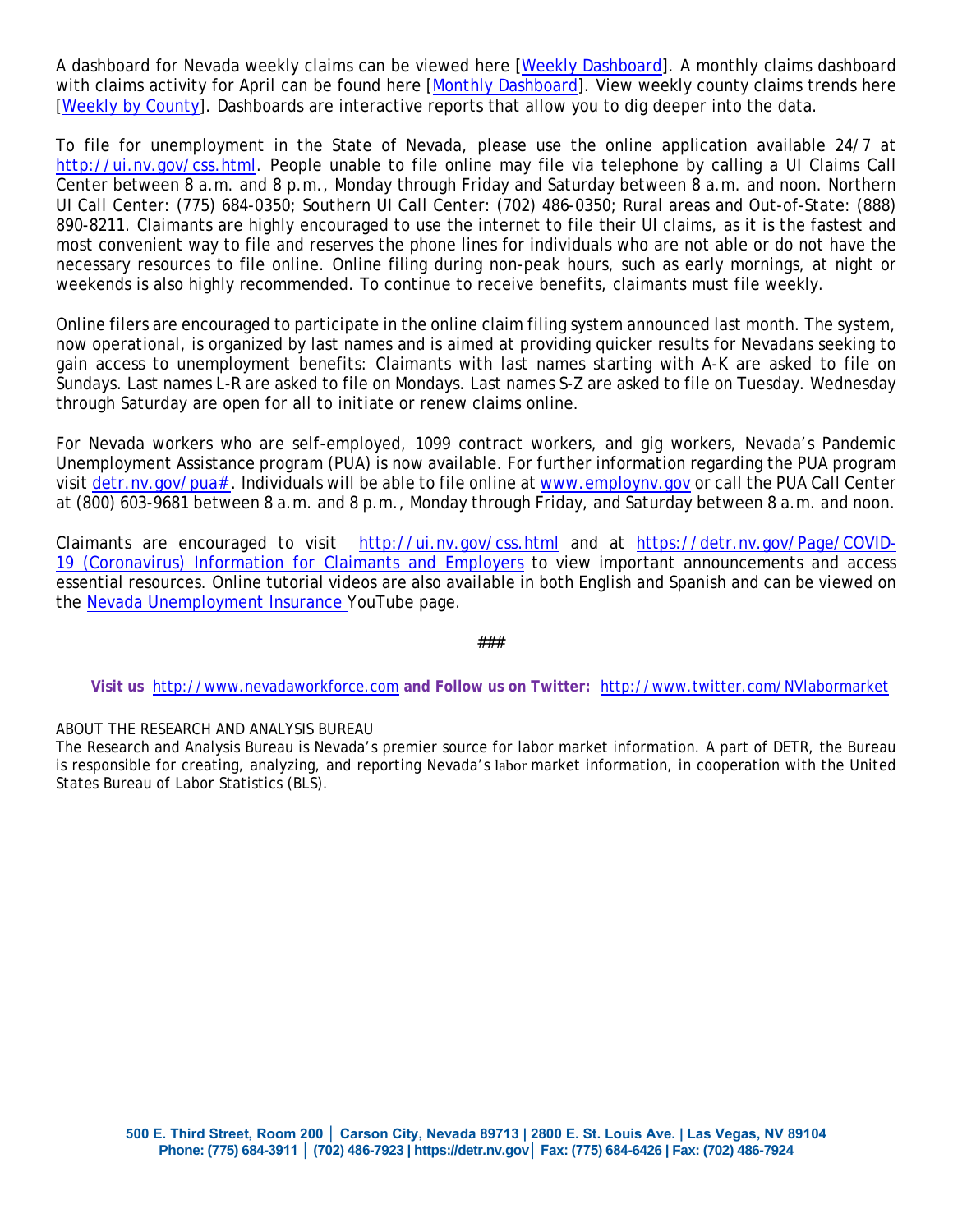A dashboard for Nevada weekly claims can be viewed here [Weekly Dashboard]. A monthly claims dashboard with claims activity for April can be found here [Monthly Dashboard]. View weekly county claims trends here [Weekly by County]. Dashboards are interactive reports that allow you to dig deeper into the data.

To file for unemployment in the State of Nevada, please use the online application available 24/7 at http://ui.nv.gov/css.html. People unable to file online may file via telephone by calling a UI Claims Call Center between 8 a.m. and 8 p.m., Monday through Friday and Saturday between 8 a.m. and noon. Northern UI Call Center: (775) 684-0350; Southern UI Call Center: (702) 486-0350; Rural areas and Out-of-State: (888) 890-8211. Claimants are highly encouraged to use the internet to file their UI claims, as it is the fastest and most convenient way to file and reserves the phone lines for individuals who are not able or do not have the necessary resources to file online. Online filing during non-peak hours, such as early mornings, at night or weekends is also highly recommended. To continue to receive benefits, claimants must file weekly.

Online filers are encouraged to participate in the online claim filing system announced last month. The system, now operational, is organized by last names and is aimed at providing quicker results for Nevadans seeking to gain access to unemployment benefits: Claimants with last names starting with A-K are asked to file on Sundays. Last names L-R are asked to file on Mondays. Last names S-Z are asked to file on Tuesday. Wednesday through Saturday are open for all to initiate or renew claims online.

For Nevada workers who are self-employed, 1099 contract workers, and gig workers, Nevada's Pandemic Unemployment Assistance program (PUA) is now available. For further information regarding the PUA program visit detr.nv.gov/pua#. Individuals will be able to file online at www.employnv.gov or call the PUA Call Center at (800) 603-9681 between 8 a.m. and 8 p.m., Monday through Friday, and Saturday between 8 a.m. and noon.

Claimants are encouraged to visit http://ui.nv.gov/css.html and at https://detr.nv.gov/Page/COVID-19 (Coronavirus) Information for Claimants and Employers to view important announcements and access essential resources. Online tutorial videos are also available in both English and Spanish and can be viewed on the Nevada Unemployment Insurance YouTube page.

###

**Visit us** http://www.nevadaworkforce.com **and Follow us on Twitter:** http://www.twitter.com/NVlabormarket

ABOUT THE RESEARCH AND ANALYSIS BUREAU

The Research and Analysis Bureau is Nevada's premier source for labor market information. A part of DETR, the Bureau is responsible for creating, analyzing, and reporting Nevada's labor market information, in cooperation with the United States Bureau of Labor Statistics (BLS).

**500 E. Third Street, Room 200 │ Carson City, Nevada 89713 | 2800 E. St. Louis Ave. | Las Vegas, NV 89104**
**Phone: (775) 684-3911 │ (702) 486-7923 | https://detr.nv.gov│ Fax: (775) 684-6426 | Fax: (702) 486-7924**